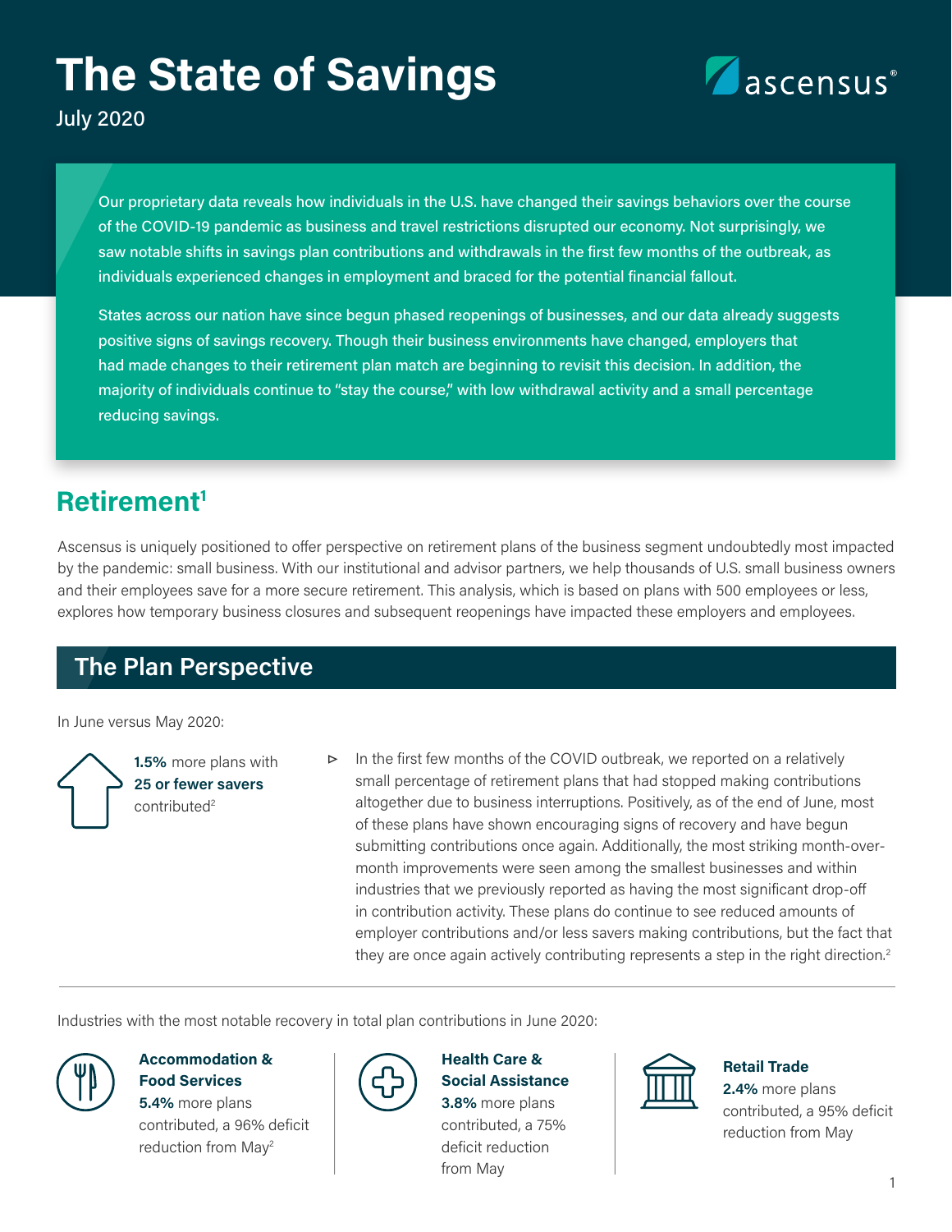# The State of Savings

July 2020

ascensus®

Our proprietary data reveals how individuals in the U.S. have changed their savings behaviors over the course of the COVID-19 pandemic as business and travel restrictions disrupted our economy. Not surprisingly, we saw notable shifts in savings plan contributions and withdrawals in the first few months of the outbreak, as individuals experienced changes in employment and braced for the potential financial fallout.

States across our nation have since begun phased reopenings of businesses, and our data already suggests positive signs of savings recovery. Though their business environments have changed, employers that had made changes to their retirement plan match are beginning to revisit this decision. In addition, the majority of individuals continue to "stay the course," with low withdrawal activity and a small percentage reducing savings.

## Retirement[1]

Ascensus is uniquely positioned to offer perspective on retirement plans of the business segment undoubtedly most impacted by the pandemic: small business. With our institutional and advisor partners, we help thousands of U.S. small business owners and their employees save for a more secure retirement. This analysis, which is based on plans with 500 employees or less, explores how temporary business closures and subsequent reopenings have impacted these employers and employees.

### The Plan Perspective

In June versus May 2020:

**1.5%** more plans with **25 or fewer savers** contributed[2]

- In the first few months of the COVID outbreak, we reported on a relatively small percentage of retirement plans that had stopped making contributions altogether due to business interruptions. Positively, as of the end of June, most of these plans have shown encouraging signs of recovery and have begun submitting contributions once again. Additionally, the most striking month-over-month improvements were seen among the smallest businesses and within industries that we previously reported as having the most significant drop-off in contribution activity. These plans do continue to see reduced amounts of employer contributions and/or less savers making contributions, but the fact that they are once again actively contributing represents a step in the right direction.[2]

Industries with the most notable recovery in total plan contributions in June 2020:

**Accommodation & Food Services**
**5.4%** more plans contributed, a 96% deficit reduction from May[2]

**Health Care & Social Assistance**
**3.8%** more plans contributed, a 75% deficit reduction from May

**Retail Trade**
**2.4%** more plans contributed, a 95% deficit reduction from May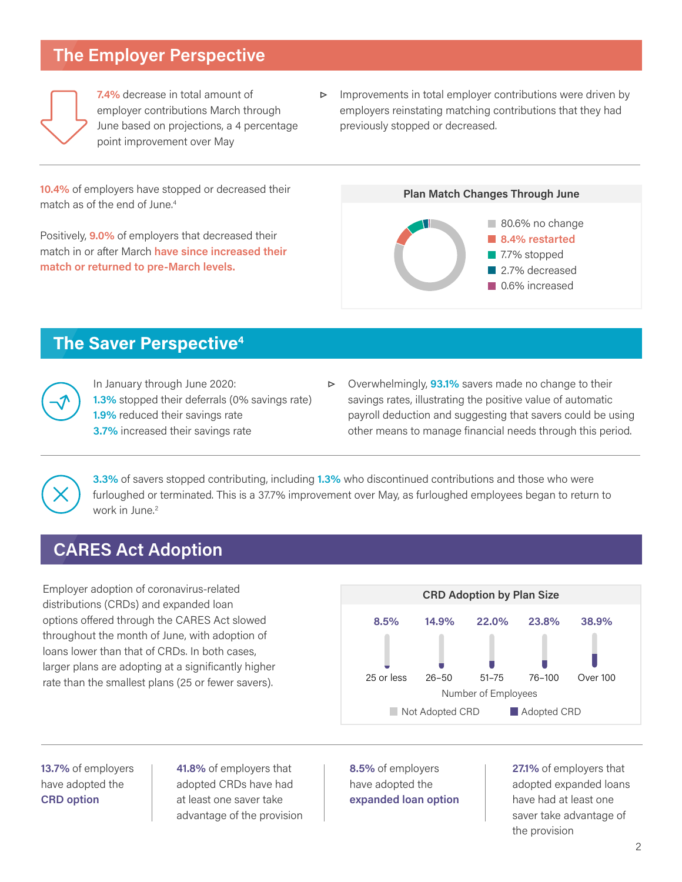## The Employer Perspective

**7.4%** decrease in total amount of employer contributions March through June based on projections, a 4 percentage point improvement over May

- Improvements in total employer contributions were driven by employers reinstating matching contributions that they had previously stopped or decreased.

**10.4%** of employers have stopped or decreased their match as of the end of June.[4]

Positively, **9.0%** of employers that decreased their match in or after March **have since increased their match or returned to pre-March levels.**

**Plan Match Changes Through June**

- 80.6% no change
- **8.4% restarted**
- 7.7% stopped
- 2.7% decreased
- 0.6% increased

## The Saver Perspective[4]

In January through June 2020:
**1.3%** stopped their deferrals (0% savings rate)
**1.9%** reduced their savings rate
**3.7%** increased their savings rate

- Overwhelmingly, **93.1%** savers made no change to their savings rates, illustrating the positive value of automatic payroll deduction and suggesting that savers could be using other means to manage financial needs through this period.

**3.3%** of savers stopped contributing, including **1.3%** who discontinued contributions and those who were furloughed or terminated. This is a 37.7% improvement over May, as furloughed employees began to return to work in June.[2]

## CARES Act Adoption

Employer adoption of coronavirus-related distributions (CRDs) and expanded loan options offered through the CARES Act slowed throughout the month of June, with adoption of loans lower than that of CRDs. In both cases, larger plans are adopting at a significantly higher rate than the smallest plans (25 or fewer savers).

**CRD Adoption by Plan Size**

| Number of Employees | 25 or less | 26–50 | 51–75 | 76–100 | Over 100 |
|---|---|---|---|---|---|
| Adopted CRD | 8.5% | 14.9% | 22.0% | 23.8% | 38.9% |

**13.7%** of employers have adopted the **CRD option**

**41.8%** of employers that adopted CRDs have had at least one saver take advantage of the provision

**8.5%** of employers have adopted the **expanded loan option**

**27.1%** of employers that adopted expanded loans have had at least one saver take advantage of the provision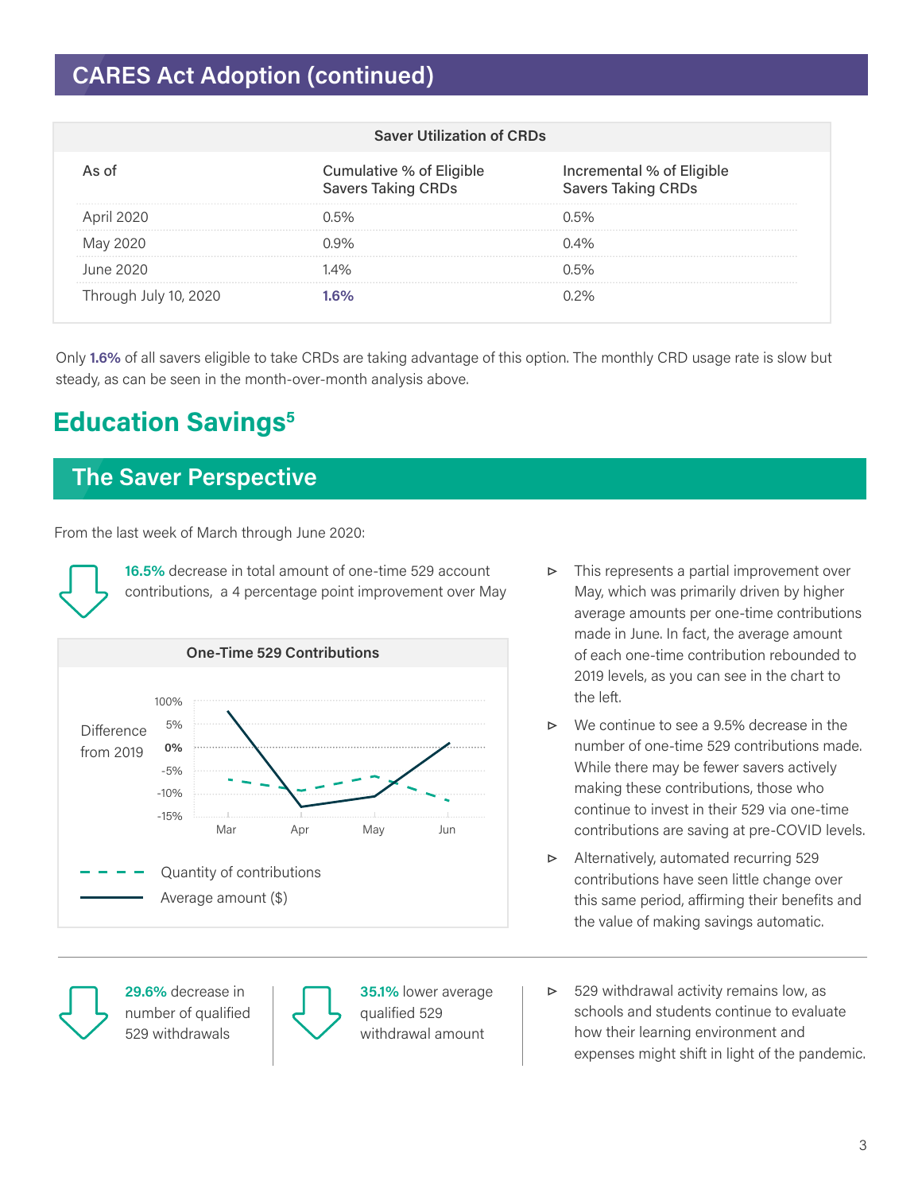## CARES Act Adoption (continued)

| Saver Utilization of CRDs | | |
|---|---|---|
| As of | Cumulative % of Eligible Savers Taking CRDs | Incremental % of Eligible Savers Taking CRDs |
| April 2020 | 0.5% | 0.5% |
| May 2020 | 0.9% | 0.4% |
| June 2020 | 1.4% | 0.5% |
| Through July 10, 2020 | **1.6%** | 0.2% |

Only **1.6%** of all savers eligible to take CRDs are taking advantage of this option. The monthly CRD usage rate is slow but steady, as can be seen in the month-over-month analysis above.

# Education Savings[5]

## The Saver Perspective

From the last week of March through June 2020:

**16.5%** decrease in total amount of one-time 529 account contributions, a 4 percentage point improvement over May

**One-Time 529 Contributions**

Difference from 2019

100%, 5%, 0%, -5%, -10%, -15%

Mar, Apr, May, Jun

Quantity of contributions

Average amount ($)

- This represents a partial improvement over May, which was primarily driven by higher average amounts per one-time contributions made in June. In fact, the average amount of each one-time contribution rebounded to 2019 levels, as you can see in the chart to the left.
- We continue to see a 9.5% decrease in the number of one-time 529 contributions made. While there may be fewer savers actively making these contributions, those who continue to invest in their 529 via one-time contributions are saving at pre-COVID levels.
- Alternatively, automated recurring 529 contributions have seen little change over this same period, affirming their benefits and the value of making savings automatic.

**29.6%** decrease in number of qualified 529 withdrawals

**35.1%** lower average qualified 529 withdrawal amount

- 529 withdrawal activity remains low, as schools and students continue to evaluate how their learning environment and expenses might shift in light of the pandemic.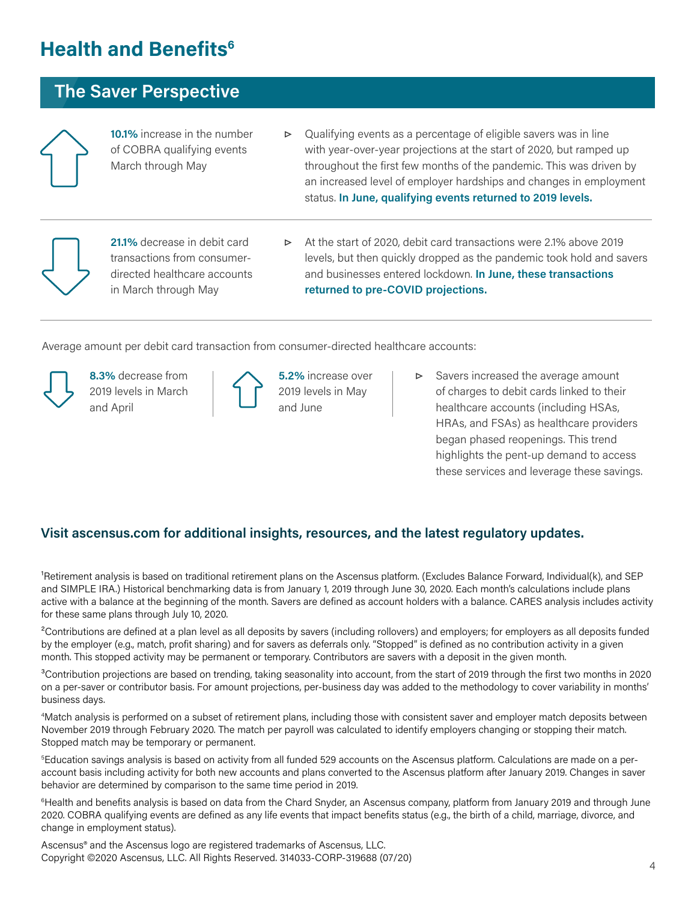# Health and Benefits[6]

## The Saver Perspective

**10.1%** increase in the number of COBRA qualifying events March through May

- Qualifying events as a percentage of eligible savers was in line with year-over-year projections at the start of 2020, but ramped up throughout the first few months of the pandemic. This was driven by an increased level of employer hardships and changes in employment status. **In June, qualifying events returned to 2019 levels.**

**21.1%** decrease in debit card transactions from consumer-directed healthcare accounts in March through May

- At the start of 2020, debit card transactions were 2.1% above 2019 levels, but then quickly dropped as the pandemic took hold and savers and businesses entered lockdown. **In June, these transactions returned to pre-COVID projections.**

Average amount per debit card transaction from consumer-directed healthcare accounts:

**8.3%** decrease from 2019 levels in March and April

**5.2%** increase over 2019 levels in May and June

- Savers increased the average amount of charges to debit cards linked to their healthcare accounts (including HSAs, HRAs, and FSAs) as healthcare providers began phased reopenings. This trend highlights the pent-up demand to access these services and leverage these savings.

**Visit ascensus.com for additional insights, resources, and the latest regulatory updates.**

[1]Retirement analysis is based on traditional retirement plans on the Ascensus platform. (Excludes Balance Forward, Individual(k), and SEP and SIMPLE IRA.) Historical benchmarking data is from January 1, 2019 through June 30, 2020. Each month's calculations include plans active with a balance at the beginning of the month. Savers are defined as account holders with a balance. CARES analysis includes activity for these same plans through July 10, 2020.

[2]Contributions are defined at a plan level as all deposits by savers (including rollovers) and employers; for employers as all deposits funded by the employer (e.g., match, profit sharing) and for savers as deferrals only. "Stopped" is defined as no contribution activity in a given month. This stopped activity may be permanent or temporary. Contributors are savers with a deposit in the given month.

[3]Contribution projections are based on trending, taking seasonality into account, from the start of 2019 through the first two months in 2020 on a per-saver or contributor basis. For amount projections, per-business day was added to the methodology to cover variability in months' business days.

[4]Match analysis is performed on a subset of retirement plans, including those with consistent saver and employer match deposits between November 2019 through February 2020. The match per payroll was calculated to identify employers changing or stopping their match. Stopped match may be temporary or permanent.

[5]Education savings analysis is based on activity from all funded 529 accounts on the Ascensus platform. Calculations are made on a per-account basis including activity for both new accounts and plans converted to the Ascensus platform after January 2019. Changes in saver behavior are determined by comparison to the same time period in 2019.

[6]Health and benefits analysis is based on data from the Chard Snyder, an Ascensus company, platform from January 2019 and through June 2020. COBRA qualifying events are defined as any life events that impact benefits status (e.g., the birth of a child, marriage, divorce, and change in employment status).

Ascensus® and the Ascensus logo are registered trademarks of Ascensus, LLC.
Copyright ©2020 Ascensus, LLC. All Rights Reserved. 314033-CORP-319688 (07/20)